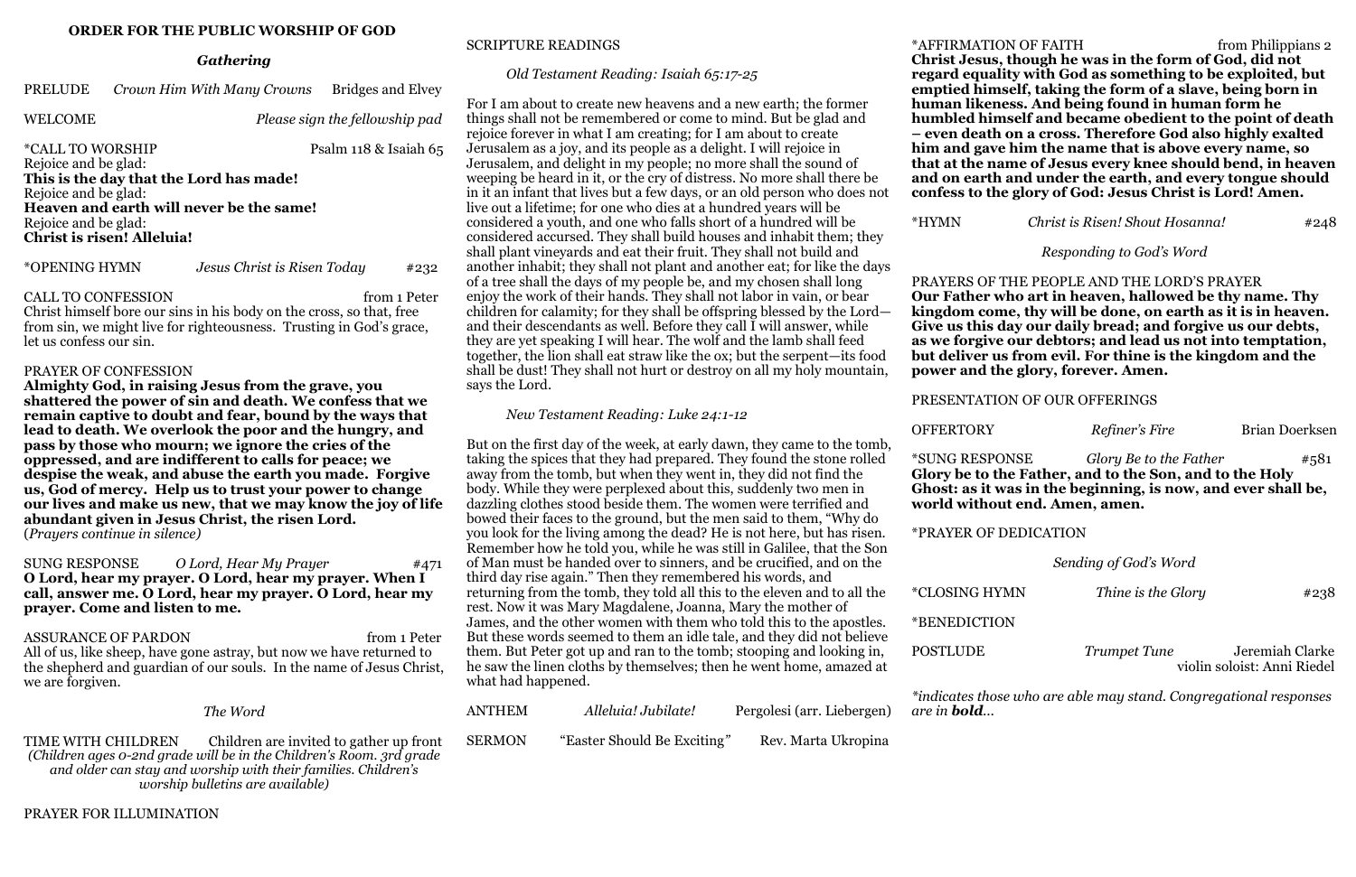## ORDER FOR THE PUBLIC WORSHIP OF GOD

### *Gathering*

PRELUDE *Crown Him With Many Crowns* Bridges and Elvey

WELCOME *Please sign the fellowship pad*

*CALL TO WORSHIP Psalm 118 & Isaiah 65

Rejoice and be glad:
**This is the day that the Lord has made!**
Rejoice and be glad:
**Heaven and earth will never be the same!**
Rejoice and be glad:
**Christ is risen! Alleluia!**

*OPENING HYMN *Jesus Christ is Risen Today* #232

CALL TO CONFESSION from 1 Peter

Christ himself bore our sins in his body on the cross, so that, free from sin, we might live for righteousness. Trusting in God's grace, let us confess our sin.

PRAYER OF CONFESSION

**Almighty God, in raising Jesus from the grave, you shattered the power of sin and death. We confess that we remain captive to doubt and fear, bound by the ways that lead to death. We overlook the poor and the hungry, and pass by those who mourn; we ignore the cries of the oppressed, and are indifferent to calls for peace; we despise the weak, and abuse the earth you made. Forgive us, God of mercy. Help us to trust your power to change our lives and make us new, that we may know the joy of life abundant given in Jesus Christ, the risen Lord.**
(*Prayers continue in silence)*

SUNG RESPONSE *O Lord, Hear My Prayer* #471

**O Lord, hear my prayer. O Lord, hear my prayer. When I call, answer me. O Lord, hear my prayer. O Lord, hear my prayer. Come and listen to me.**

ASSURANCE OF PARDON from 1 Peter

All of us, like sheep, have gone astray, but now we have returned to the shepherd and guardian of our souls. In the name of Jesus Christ, we are forgiven.

### *The Word*

TIME WITH CHILDREN Children are invited to gather up front

*(Children ages 0-2nd grade will be in the Children's Room. 3rd grade and older can stay and worship with their families. Children's worship bulletins are available)*

PRAYER FOR ILLUMINATION

SCRIPTURE READINGS

*Old Testament Reading: Isaiah 65:17-25*

For I am about to create new heavens and a new earth; the former things shall not be remembered or come to mind. But be glad and rejoice forever in what I am creating; for I am about to create Jerusalem as a joy, and its people as a delight. I will rejoice in Jerusalem, and delight in my people; no more shall the sound of weeping be heard in it, or the cry of distress. No more shall there be in it an infant that lives but a few days, or an old person who does not live out a lifetime; for one who dies at a hundred years will be considered a youth, and one who falls short of a hundred will be considered accursed. They shall build houses and inhabit them; they shall plant vineyards and eat their fruit. They shall not build and another inhabit; they shall not plant and another eat; for like the days of a tree shall the days of my people be, and my chosen shall long enjoy the work of their hands. They shall not labor in vain, or bear children for calamity; for they shall be offspring blessed by the Lord—and their descendants as well. Before they call I will answer, while they are yet speaking I will hear. The wolf and the lamb shall feed together, the lion shall eat straw like the ox; but the serpent—its food shall be dust! They shall not hurt or destroy on all my holy mountain, says the Lord.

*New Testament Reading: Luke 24:1-12*

But on the first day of the week, at early dawn, they came to the tomb, taking the spices that they had prepared. They found the stone rolled away from the tomb, but when they went in, they did not find the body. While they were perplexed about this, suddenly two men in dazzling clothes stood beside them. The women were terrified and bowed their faces to the ground, but the men said to them, "Why do you look for the living among the dead? He is not here, but has risen. Remember how he told you, while he was still in Galilee, that the Son of Man must be handed over to sinners, and be crucified, and on the third day rise again." Then they remembered his words, and returning from the tomb, they told all this to the eleven and to all the rest. Now it was Mary Magdalene, Joanna, Mary the mother of James, and the other women with them who told this to the apostles. But these words seemed to them an idle tale, and they did not believe them. But Peter got up and ran to the tomb; stooping and looking in, he saw the linen cloths by themselves; then he went home, amazed at what had happened.

ANTHEM *Alleluia! Jubilate!* Pergolesi (arr. Liebergen)

SERMON "Easter Should Be Exciting" Rev. Marta Ukropina

*AFFIRMATION OF FAITH from Philippians 2

**Christ Jesus, though he was in the form of God, did not regard equality with God as something to be exploited, but emptied himself, taking the form of a slave, being born in human likeness. And being found in human form he humbled himself and became obedient to the point of death – even death on a cross. Therefore God also highly exalted him and gave him the name that is above every name, so that at the name of Jesus every knee should bend, in heaven and on earth and under the earth, and every tongue should confess to the glory of God: Jesus Christ is Lord! Amen.**

*HYMN *Christ is Risen! Shout Hosanna!* #248

### *Responding to God's Word*

PRAYERS OF THE PEOPLE AND THE LORD'S PRAYER

**Our Father who art in heaven, hallowed be thy name. Thy kingdom come, thy will be done, on earth as it is in heaven. Give us this day our daily bread; and forgive us our debts, as we forgive our debtors; and lead us not into temptation, but deliver us from evil. For thine is the kingdom and the power and the glory, forever. Amen.**

PRESENTATION OF OUR OFFERINGS

OFFERTORY *Refiner's Fire* Brian Doerksen

*SUNG RESPONSE *Glory Be to the Father* #581

**Glory be to the Father, and to the Son, and to the Holy Ghost: as it was in the beginning, is now, and ever shall be, world without end. Amen, amen.**

*PRAYER OF DEDICATION

### *Sending of God's Word*

*CLOSING HYMN *Thine is the Glory* #238

*BENEDICTION

POSTLUDE *Trumpet Tune* Jeremiah Clarke
violin soloist: Anni Riedel

*\*indicates those who are able may stand. Congregational responses are in* ***bold****...*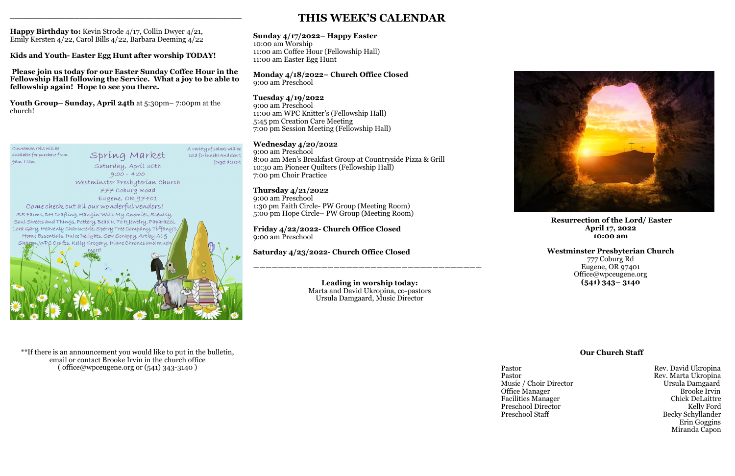**Happy Birthday to:** Kevin Strode 4/17, Collin Dwyer 4/21, Emily Kersten 4/22, Carol Bills 4/22, Barbara Deeming 4/22

**Kids and Youth- Easter Egg Hunt after worship TODAY!**

**Please join us today for our Easter Sunday Coffee Hour in the Fellowship Hall following the Service. What a joy to be able to fellowship again! Hope to see you there.**

**Youth Group– Sunday, April 24th** at 5:30pm– 7:00pm at the church!

Cinnamon rolls will be available for purchase from 9am-11am

Spring Market
Saturday, April 30th
9:00 - 4:00
Westminster Presbyterian Church
777 Coburg Road
Eugene, OR 97401

A variety of salads will be sold for lunch! And don't forget dessert

Come check out all our wonderful vendors!
SS Farms, DH Crafting, Hangin' With My Gnomies, Scentsy, Soul Sweets and Things, Pottery, Bead u To It Jewelry, Paparazzi, Lora Gary, Heavenly Charcuterie, Sperry Tree Company, Tiffany's Home Essentials, Dulce Delights, Sew Scrappy, Art by Al & Sharon, WPC Crafts, Kelly Gregory, Diane Chrones and much more!

**If there is an announcement you would like to put in the bulletin, email or contact Brooke Irvin in the church office ( office@wpceugene.org or (541) 343-3140 )

# THIS WEEK'S CALENDAR

**Sunday 4/17/2022– Happy Easter**
10:00 am Worship
11:00 am Coffee Hour (Fellowship Hall)
11:00 am Easter Egg Hunt

**Monday 4/18/2022– Church Office Closed**
9:00 am Preschool

**Tuesday 4/19/2022**
9:00 am Preschool
11:00 am WPC Knitter's (Fellowship Hall)
5:45 pm Creation Care Meeting
7:00 pm Session Meeting (Fellowship Hall)

**Wednesday 4/20/2022**
9:00 am Preschool
8:00 am Men's Breakfast Group at Countryside Pizza & Grill
10:30 am Pioneer Quilters (Fellowship Hall)
7:00 pm Choir Practice

**Thursday 4/21/2022**
9:00 am Preschool
1:30 pm Faith Circle- PW Group (Meeting Room)
5:00 pm Hope Circle– PW Group (Meeting Room)

**Friday 4/22/2022- Church Office Closed**
9:00 am Preschool

**Saturday 4/23/2022- Church Office Closed**

---

**Leading in worship today:**
Marta and David Ukropina, co-pastors
Ursula Damgaard, Music Director

**Resurrection of the Lord/ Easter**
**April 17, 2022**
**10:00 am**

**Westminster Presbyterian Church**
777 Coburg Rd
Eugene, OR 97401
Office@wpceugene.org
**(541) 343– 3140**

**Our Church Staff**

| | |
|---|---|
| Pastor | Rev. David Ukropina |
| Pastor | Rev. Marta Ukropina |
| Music / Choir Director | Ursula Damgaard |
| Office Manager | Brooke Irvin |
| Facilities Manager | Chick DeLaittre |
| Preschool Director | Kelly Ford |
| Preschool Staff | Becky Schyllander |
| | Erin Goggins |
| | Miranda Capon |